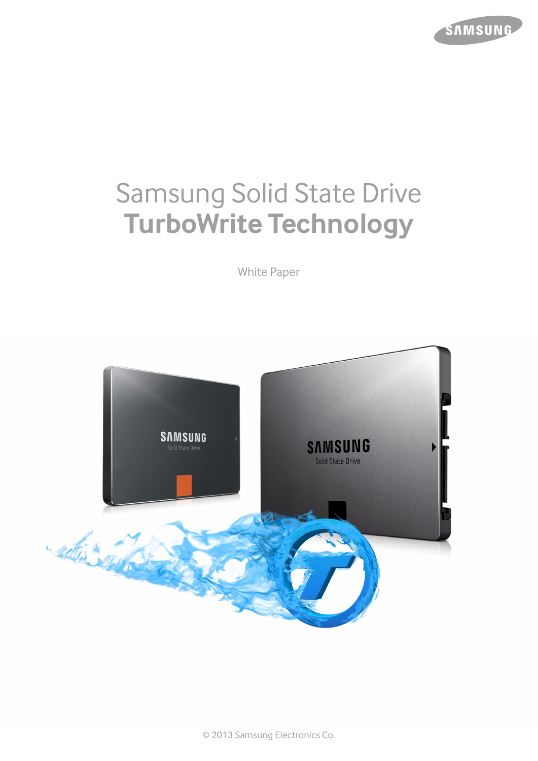# Samsung Solid State Drive
# **TurboWrite Technology**

White Paper

© 2013 Samsung Electronics Co.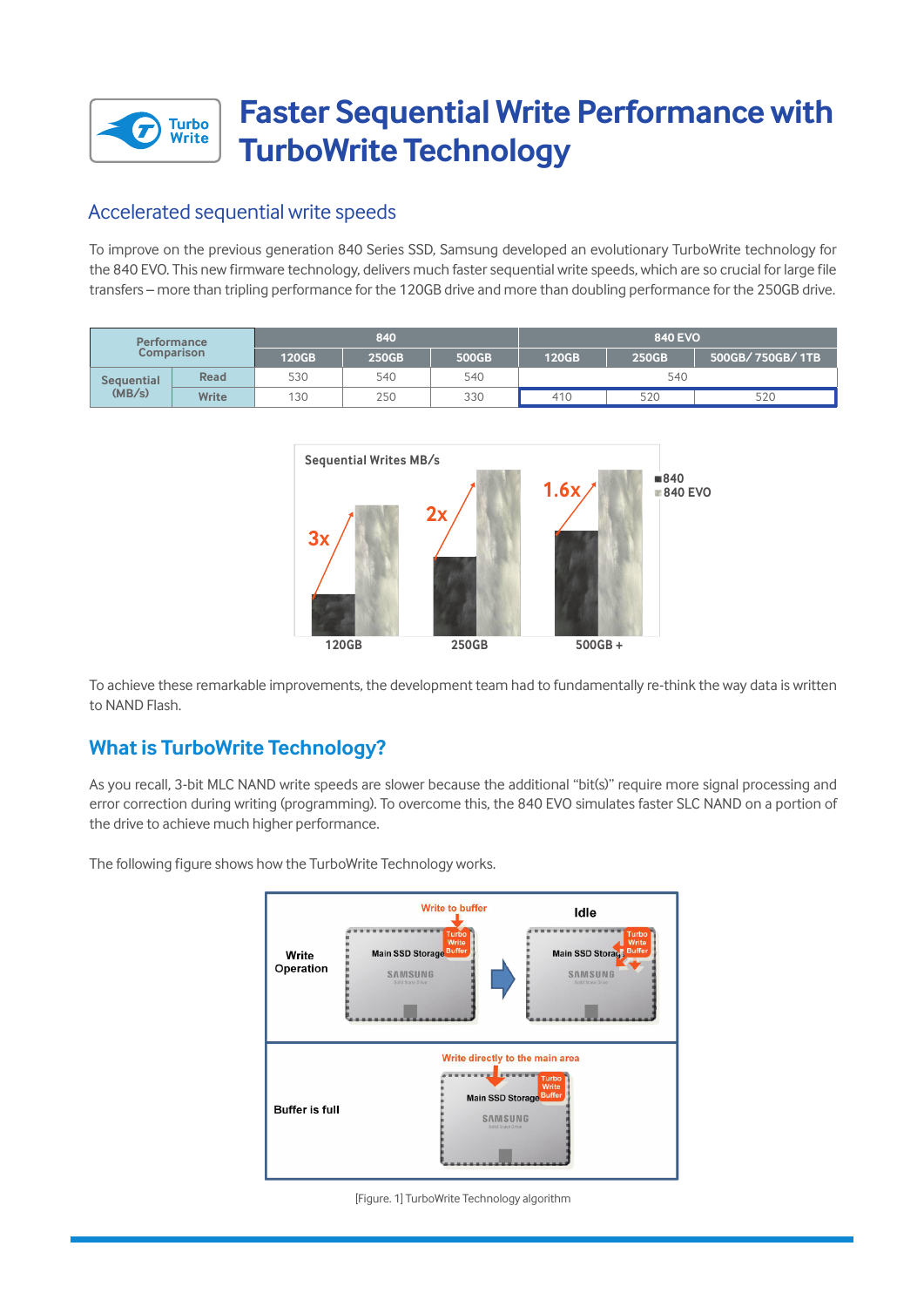# Faster Sequential Write Performance with TurboWrite Technology

## Accelerated sequential write speeds

To improve on the previous generation 840 Series SSD, Samsung developed an evolutionary TurboWrite technology for the 840 EVO. This new firmware technology, delivers much faster sequential write speeds, which are so crucial for large file transfers – more than tripling performance for the 120GB drive and more than doubling performance for the 250GB drive.

| Performance Comparison | | 840 | | | 840 EVO | | |
|---|---|---|---|---|---|---|---|
| | | 120GB | 250GB | 500GB | 120GB | 250GB | 500GB/ 750GB/ 1TB |
| Sequential (MB/s) | Read | 530 | 540 | 540 | 540 | | |
| | Write | 130 | 250 | 330 | 410 | 520 | 520 |

To achieve these remarkable improvements, the development team had to fundamentally re-think the way data is written to NAND Flash.

## What is TurboWrite Technology?

As you recall, 3-bit MLC NAND write speeds are slower because the additional "bit(s)" require more signal processing and error correction during writing (programming). To overcome this, the 840 EVO simulates faster SLC NAND on a portion of the drive to achieve much higher performance.

The following figure shows how the TurboWrite Technology works.

[Figure. 1] TurboWrite Technology algorithm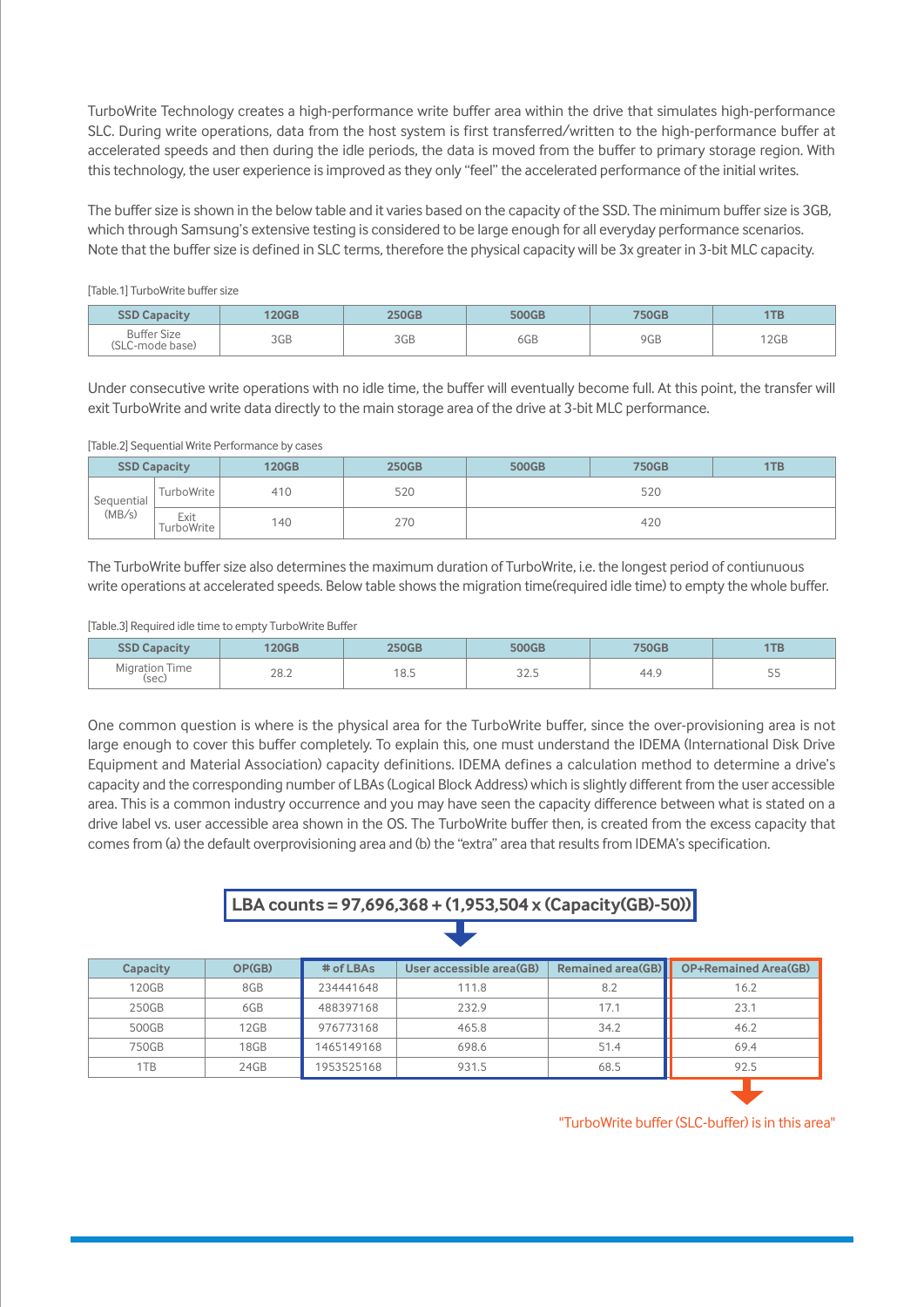TurboWrite Technology creates a high-performance write buffer area within the drive that simulates high-performance SLC. During write operations, data from the host system is first transferred/written to the high-performance buffer at accelerated speeds and then during the idle periods, the data is moved from the buffer to primary storage region. With this technology, the user experience is improved as they only "feel" the accelerated performance of the initial writes.

The buffer size is shown in the below table and it varies based on the capacity of the SSD. The minimum buffer size is 3GB, which through Samsung's extensive testing is considered to be large enough for all everyday performance scenarios. Note that the buffer size is defined in SLC terms, therefore the physical capacity will be 3x greater in 3-bit MLC capacity.

[Table.1] TurboWrite buffer size

| SSD Capacity | 120GB | 250GB | 500GB | 750GB | 1TB |
|---|---|---|---|---|---|
| Buffer Size (SLC-mode base) | 3GB | 3GB | 6GB | 9GB | 12GB |

Under consecutive write operations with no idle time, the buffer will eventually become full. At this point, the transfer will exit TurboWrite and write data directly to the main storage area of the drive at 3-bit MLC performance.

[Table.2] Sequential Write Performance by cases

| SSD Capacity | | 120GB | 250GB | 500GB | 750GB | 1TB |
|---|---|---|---|---|---|---|
| Sequential (MB/s) | TurboWrite | 410 | 520 | 520 | | |
| | Exit TurboWrite | 140 | 270 | 420 | | |

The TurboWrite buffer size also determines the maximum duration of TurboWrite, i.e. the longest period of contiunuous write operations at accelerated speeds. Below table shows the migration time(required idle time) to empty the whole buffer.

[Table.3] Required idle time to empty TurboWrite Buffer

| SSD Capacity | 120GB | 250GB | 500GB | 750GB | 1TB |
|---|---|---|---|---|---|
| Migration Time (sec) | 28.2 | 18.5 | 32.5 | 44.9 | 55 |

One common question is where is the physical area for the TurboWrite buffer, since the over-provisioning area is not large enough to cover this buffer completely. To explain this, one must understand the IDEMA (International Disk Drive Equipment and Material Association) capacity definitions. IDEMA defines a calculation method to determine a drive's capacity and the corresponding number of LBAs (Logical Block Address) which is slightly different from the user accessible area. This is a common industry occurrence and you may have seen the capacity difference between what is stated on a drive label vs. user accessible area shown in the OS. The TurboWrite buffer then, is created from the excess capacity that comes from (a) the default overprovisioning area and (b) the "extra" area that results from IDEMA's specification.

**LBA counts = 97,696,368 + (1,953,504 x (Capacity(GB)-50))**

| Capacity | OP(GB) | # of LBAs | User accessible area(GB) | Remained area(GB) | OP+Remained Area(GB) |
|---|---|---|---|---|---|
| 120GB | 8GB | 234441648 | 111.8 | 8.2 | 16.2 |
| 250GB | 6GB | 488397168 | 232.9 | 17.1 | 23.1 |
| 500GB | 12GB | 976773168 | 465.8 | 34.2 | 46.2 |
| 750GB | 18GB | 1465149168 | 698.6 | 51.4 | 69.4 |
| 1TB | 24GB | 1953525168 | 931.5 | 68.5 | 92.5 |

"TurboWrite buffer (SLC-buffer) is in this area"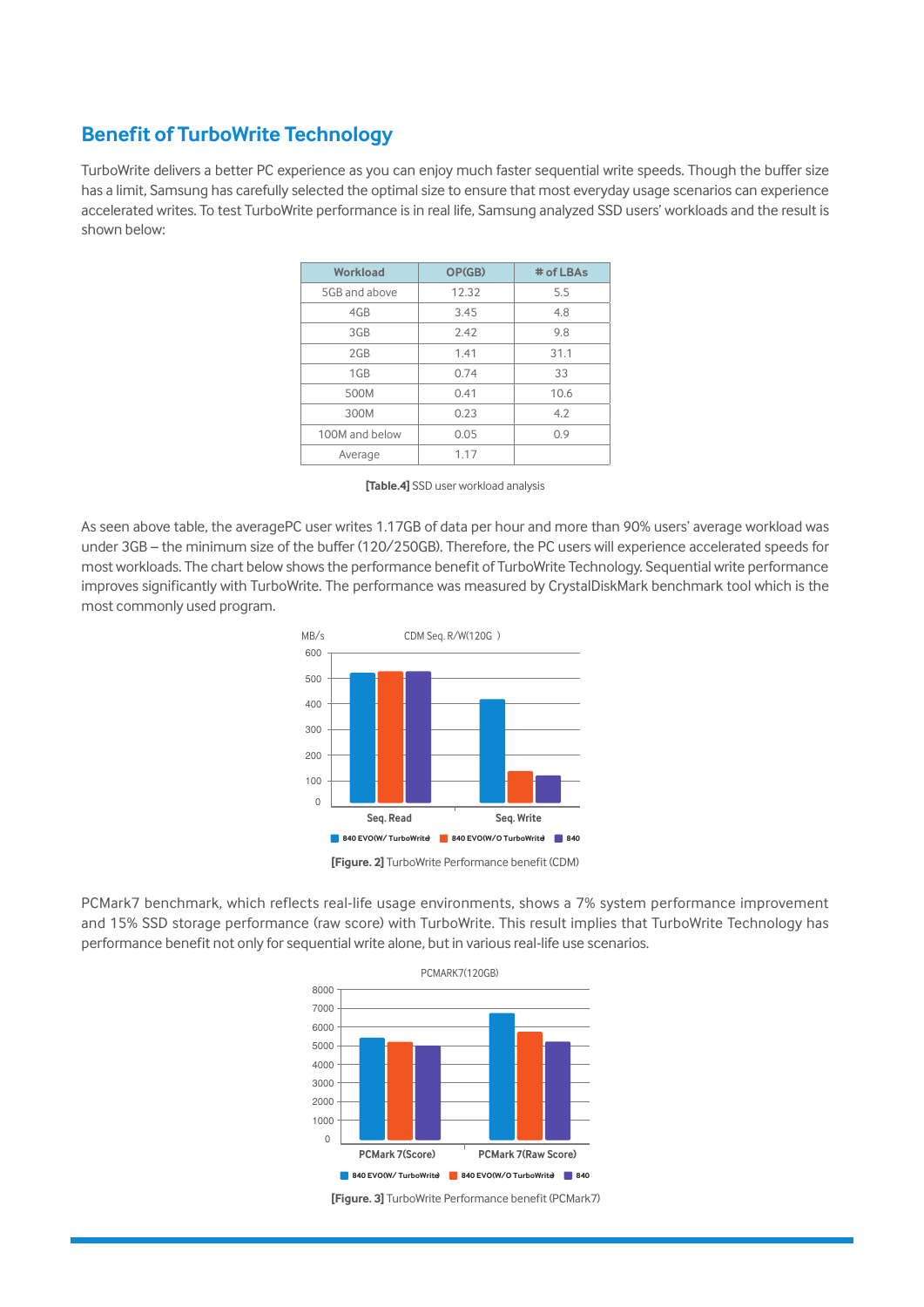## Benefit of TurboWrite Technology

TurboWrite delivers a better PC experience as you can enjoy much faster sequential write speeds. Though the buffer size has a limit, Samsung has carefully selected the optimal size to ensure that most everyday usage scenarios can experience accelerated writes. To test TurboWrite performance is in real life, Samsung analyzed SSD users' workloads and the result is shown below:

| Workload | OP(GB) | # of LBAs |
|---|---|---|
| 5GB and above | 12.32 | 5.5 |
| 4GB | 3.45 | 4.8 |
| 3GB | 2.42 | 9.8 |
| 2GB | 1.41 | 31.1 |
| 1GB | 0.74 | 33 |
| 500M | 0.41 | 10.6 |
| 300M | 0.23 | 4.2 |
| 100M and below | 0.05 | 0.9 |
| Average | 1.17 | |

**[Table.4]** SSD user workload analysis

As seen above table, the averagePC user writes 1.17GB of data per hour and more than 90% users' average workload was under 3GB – the minimum size of the buffer (120/250GB). Therefore, the PC users will experience accelerated speeds for most workloads. The chart below shows the performance benefit of TurboWrite Technology. Sequential write performance improves significantly with TurboWrite. The performance was measured by CrystalDiskMark benchmark tool which is the most commonly used program.

**[Figure. 2]** TurboWrite Performance benefit (CDM)

PCMark7 benchmark, which reflects real-life usage environments, shows a 7% system performance improvement and 15% SSD storage performance (raw score) with TurboWrite. This result implies that TurboWrite Technology has performance benefit not only for sequential write alone, but in various real-life use scenarios.

**[Figure. 3]** TurboWrite Performance benefit (PCMark7)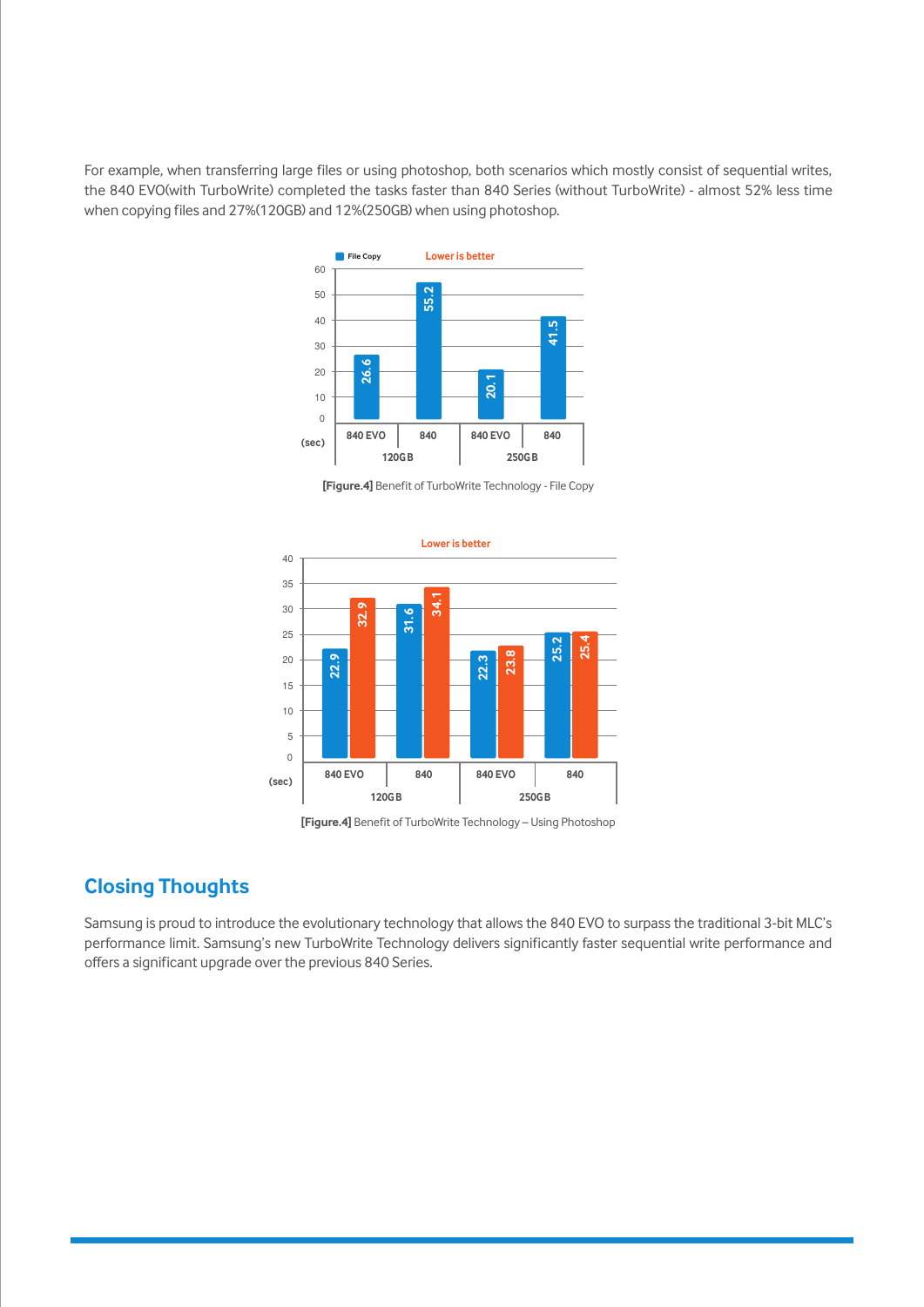For example, when transferring large files or using photoshop, both scenarios which mostly consist of sequential writes, the 840 EVO(with TurboWrite) completed the tasks faster than 840 Series (without TurboWrite) - almost 52% less time when copying files and 27%(120GB) and 12%(250GB) when using photoshop.

**[Figure.4]** Benefit of TurboWrite Technology - File Copy

**[Figure.4]** Benefit of TurboWrite Technology – Using Photoshop

## Closing Thoughts

Samsung is proud to introduce the evolutionary technology that allows the 840 EVO to surpass the traditional 3-bit MLC's performance limit. Samsung's new TurboWrite Technology delivers significantly faster sequential write performance and offers a significant upgrade over the previous 840 Series.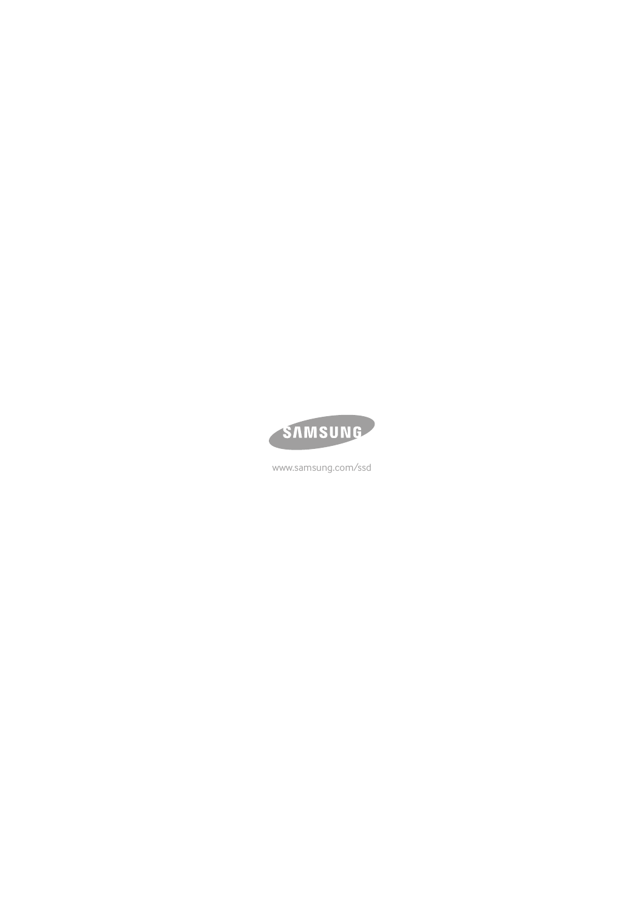SAMSUNG

www.samsung.com/ssd